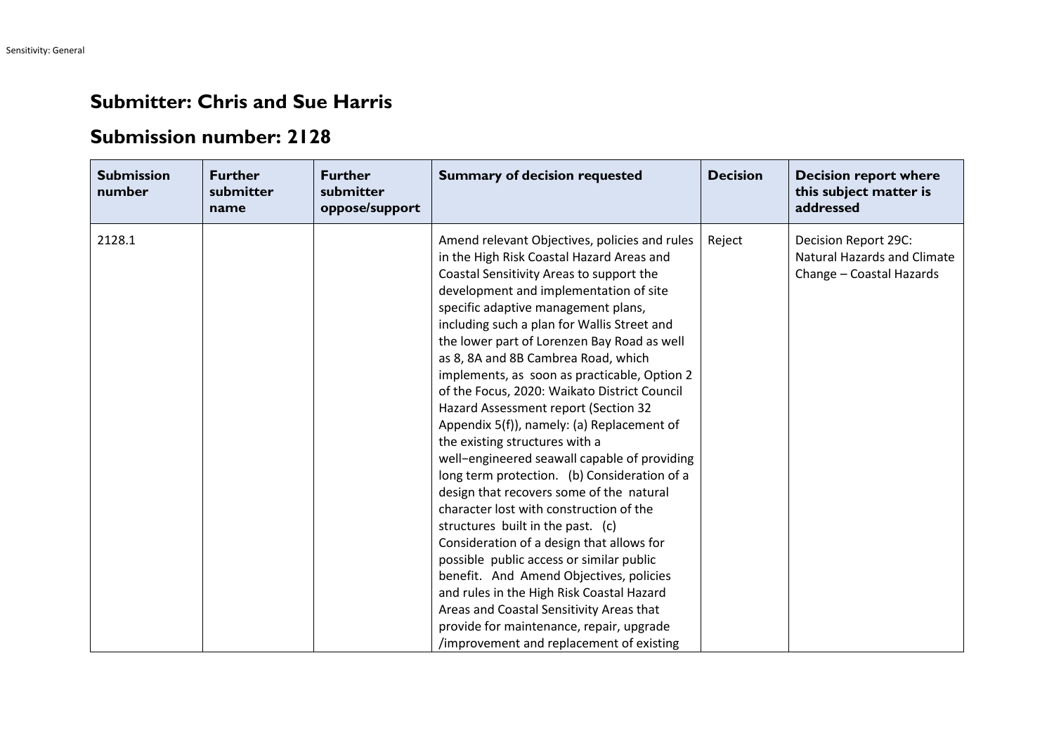## Submitter: Chris and Sue Harris

## Submission number: 2128

| Submission number | Further submitter name | Further submitter oppose/support | Summary of decision requested | Decision | Decision report where this subject matter is addressed |
|---|---|---|---|---|---|
| 2128.1 | | | Amend relevant Objectives, policies and rules in the High Risk Coastal Hazard Areas and Coastal Sensitivity Areas to support the development and implementation of site specific adaptive management plans, including such a plan for Wallis Street and the lower part of Lorenzen Bay Road as well as 8, 8A and 8B Cambrea Road, which implements, as soon as practicable, Option 2 of the Focus, 2020: Waikato District Council Hazard Assessment report (Section 32 Appendix 5(f)), namely: (a) Replacement of the existing structures with a well−engineered seawall capable of providing long term protection. (b) Consideration of a design that recovers some of the natural character lost with construction of the structures built in the past. (c) Consideration of a design that allows for possible public access or similar public benefit. And Amend Objectives, policies and rules in the High Risk Coastal Hazard Areas and Coastal Sensitivity Areas that provide for maintenance, repair, upgrade /improvement and replacement of existing | Reject | Decision Report 29C: Natural Hazards and Climate Change – Coastal Hazards |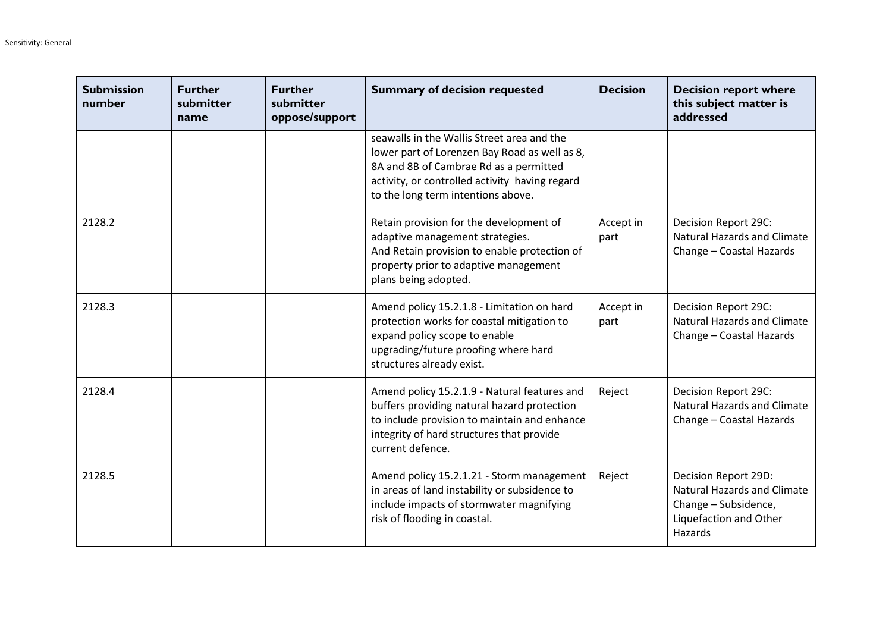| Submission number | Further submitter name | Further submitter oppose/support | Summary of decision requested | Decision | Decision report where this subject matter is addressed |
|---|---|---|---|---|---|
| | | | seawalls in the Wallis Street area and the lower part of Lorenzen Bay Road as well as 8, 8A and 8B of Cambrae Rd as a permitted activity, or controlled activity having regard to the long term intentions above. | | |
| 2128.2 | | | Retain provision for the development of adaptive management strategies. And Retain provision to enable protection of property prior to adaptive management plans being adopted. | Accept in part | Decision Report 29C: Natural Hazards and Climate Change – Coastal Hazards |
| 2128.3 | | | Amend policy 15.2.1.8 - Limitation on hard protection works for coastal mitigation to expand policy scope to enable upgrading/future proofing where hard structures already exist. | Accept in part | Decision Report 29C: Natural Hazards and Climate Change – Coastal Hazards |
| 2128.4 | | | Amend policy 15.2.1.9 - Natural features and buffers providing natural hazard protection to include provision to maintain and enhance integrity of hard structures that provide current defence. | Reject | Decision Report 29C: Natural Hazards and Climate Change – Coastal Hazards |
| 2128.5 | | | Amend policy 15.2.1.21 - Storm management in areas of land instability or subsidence to include impacts of stormwater magnifying risk of flooding in coastal. | Reject | Decision Report 29D: Natural Hazards and Climate Change – Subsidence, Liquefaction and Other Hazards |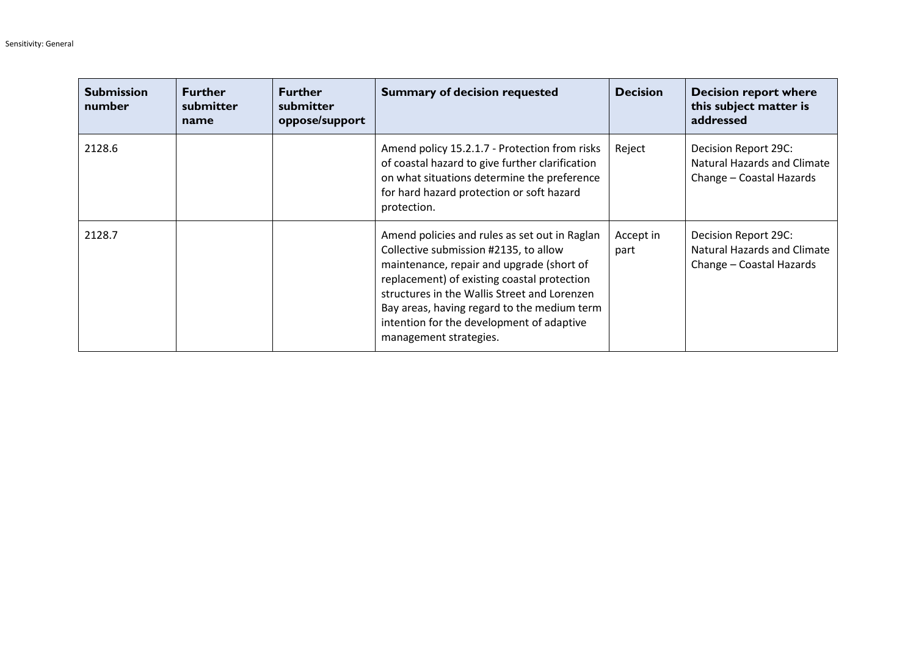| Submission number | Further submitter name | Further submitter oppose/support | Summary of decision requested | Decision | Decision report where this subject matter is addressed |
|---|---|---|---|---|---|
| 2128.6 | | | Amend policy 15.2.1.7 - Protection from risks of coastal hazard to give further clarification on what situations determine the preference for hard hazard protection or soft hazard protection. | Reject | Decision Report 29C: Natural Hazards and Climate Change – Coastal Hazards |
| 2128.7 | | | Amend policies and rules as set out in Raglan Collective submission #2135, to allow maintenance, repair and upgrade (short of replacement) of existing coastal protection structures in the Wallis Street and Lorenzen Bay areas, having regard to the medium term intention for the development of adaptive management strategies. | Accept in part | Decision Report 29C: Natural Hazards and Climate Change – Coastal Hazards |